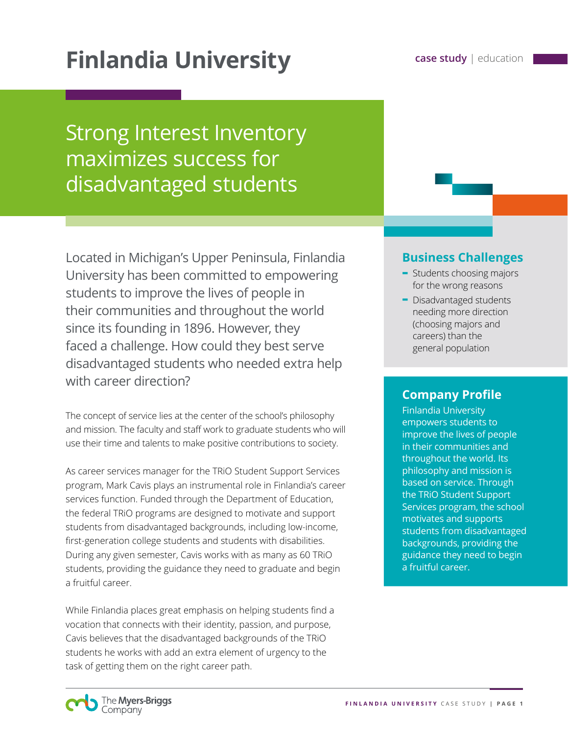# Finlandia University

case study | education

## Strong Interest Inventory maximizes success for disadvantaged students

Located in Michigan's Upper Peninsula, Finlandia University has been committed to empowering students to improve the lives of people in their communities and throughout the world since its founding in 1896. However, they faced a challenge. How could they best serve disadvantaged students who needed extra help with career direction?

The concept of service lies at the center of the school's philosophy and mission. The faculty and staff work to graduate students who will use their time and talents to make positive contributions to society.

As career services manager for the TRiO Student Support Services program, Mark Cavis plays an instrumental role in Finlandia's career services function. Funded through the Department of Education, the federal TRiO programs are designed to motivate and support students from disadvantaged backgrounds, including low-income, first-generation college students and students with disabilities. During any given semester, Cavis works with as many as 60 TRiO students, providing the guidance they need to graduate and begin a fruitful career.

While Finlandia places great emphasis on helping students find a vocation that connects with their identity, passion, and purpose, Cavis believes that the disadvantaged backgrounds of the TRiO students he works with add an extra element of urgency to the task of getting them on the right career path.

### Business Challenges

- Students choosing majors for the wrong reasons
- Disadvantaged students needing more direction (choosing majors and careers) than the general population

### Company Profile

Finlandia University empowers students to improve the lives of people in their communities and throughout the world. Its philosophy and mission is based on service. Through the TRiO Student Support Services program, the school motivates and supports students from disadvantaged backgrounds, providing the guidance they need to begin a fruitful career.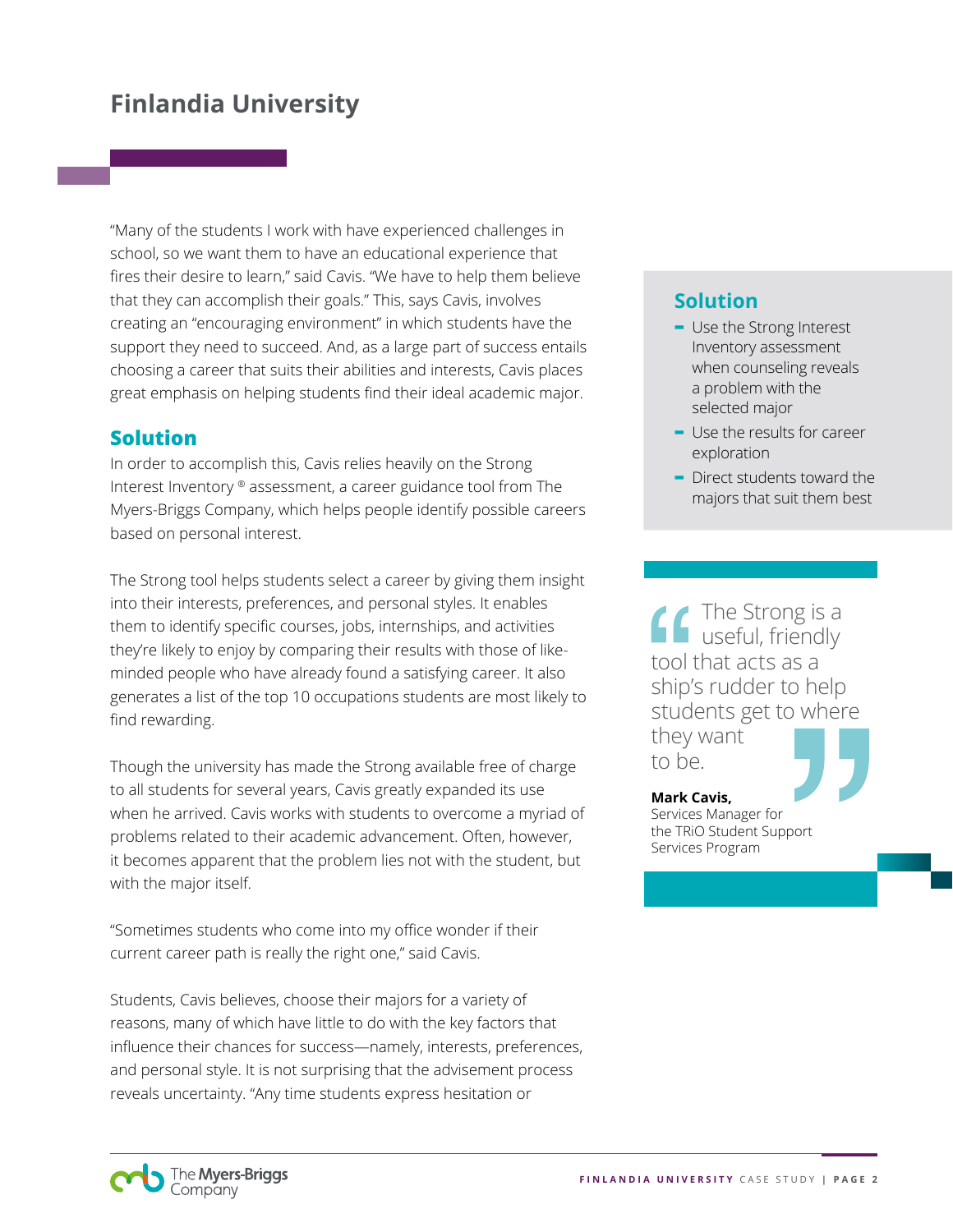## Finlandia University

"Many of the students I work with have experienced challenges in school, so we want them to have an educational experience that fires their desire to learn," said Cavis. "We have to help them believe that they can accomplish their goals." This, says Cavis, involves creating an "encouraging environment" in which students have the support they need to succeed. And, as a large part of success entails choosing a career that suits their abilities and interests, Cavis places great emphasis on helping students find their ideal academic major.

### Solution

In order to accomplish this, Cavis relies heavily on the Strong Interest Inventory ® assessment, a career guidance tool from The Myers-Briggs Company, which helps people identify possible careers based on personal interest.

The Strong tool helps students select a career by giving them insight into their interests, preferences, and personal styles. It enables them to identify specific courses, jobs, internships, and activities they're likely to enjoy by comparing their results with those of like-minded people who have already found a satisfying career. It also generates a list of the top 10 occupations students are most likely to find rewarding.

Though the university has made the Strong available free of charge to all students for several years, Cavis greatly expanded its use when he arrived. Cavis works with students to overcome a myriad of problems related to their academic advancement. Often, however, it becomes apparent that the problem lies not with the student, but with the major itself.

"Sometimes students who come into my office wonder if their current career path is really the right one," said Cavis.

Students, Cavis believes, choose their majors for a variety of reasons, many of which have little to do with the key factors that influence their chances for success—namely, interests, preferences, and personal style. It is not surprising that the advisement process reveals uncertainty. "Any time students express hesitation or

### Solution

- Use the Strong Interest Inventory assessment when counseling reveals a problem with the selected major
- Use the results for career exploration
- Direct students toward the majors that suit them best

> "The Strong is a useful, friendly tool that acts as a ship's rudder to help students get to where they want to be."
>
> **Mark Cavis,**
> Services Manager for the TRiO Student Support Services Program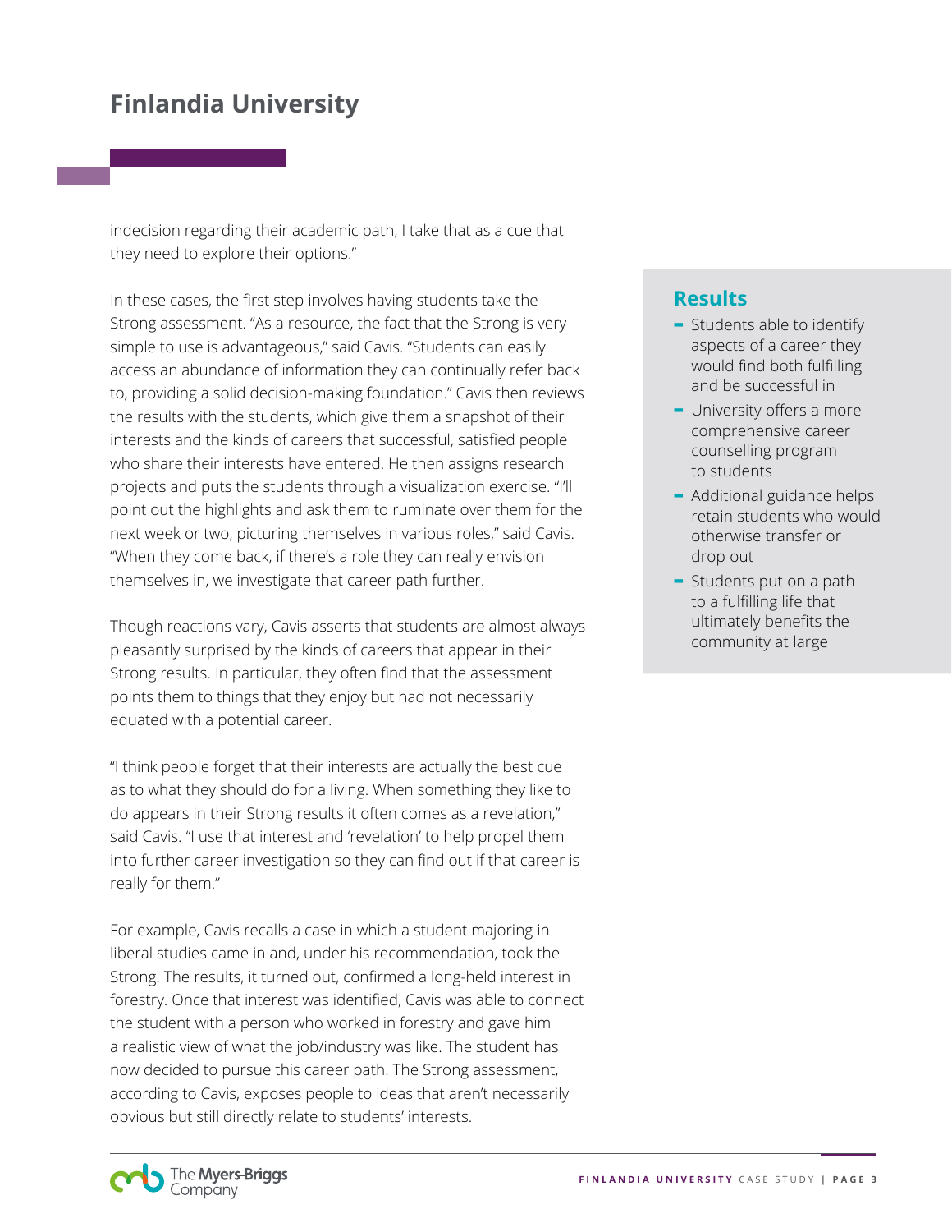indecision regarding their academic path, I take that as a cue that they need to explore their options."

In these cases, the first step involves having students take the Strong assessment. "As a resource, the fact that the Strong is very simple to use is advantageous," said Cavis. "Students can easily access an abundance of information they can continually refer back to, providing a solid decision-making foundation." Cavis then reviews the results with the students, which give them a snapshot of their interests and the kinds of careers that successful, satisfied people who share their interests have entered. He then assigns research projects and puts the students through a visualization exercise. "I'll point out the highlights and ask them to ruminate over them for the next week or two, picturing themselves in various roles," said Cavis. "When they come back, if there's a role they can really envision themselves in, we investigate that career path further.

Though reactions vary, Cavis asserts that students are almost always pleasantly surprised by the kinds of careers that appear in their Strong results. In particular, they often find that the assessment points them to things that they enjoy but had not necessarily equated with a potential career.

"I think people forget that their interests are actually the best cue as to what they should do for a living. When something they like to do appears in their Strong results it often comes as a revelation," said Cavis. "I use that interest and 'revelation' to help propel them into further career investigation so they can find out if that career is really for them."

For example, Cavis recalls a case in which a student majoring in liberal studies came in and, under his recommendation, took the Strong. The results, it turned out, confirmed a long-held interest in forestry. Once that interest was identified, Cavis was able to connect the student with a person who worked in forestry and gave him a realistic view of what the job/industry was like. The student has now decided to pursue this career path. The Strong assessment, according to Cavis, exposes people to ideas that aren't necessarily obvious but still directly relate to students' interests.

## Results

- Students able to identify aspects of a career they would find both fulfilling and be successful in
- University offers a more comprehensive career counselling program to students
- Additional guidance helps retain students who would otherwise transfer or drop out
- Students put on a path to a fulfilling life that ultimately benefits the community at large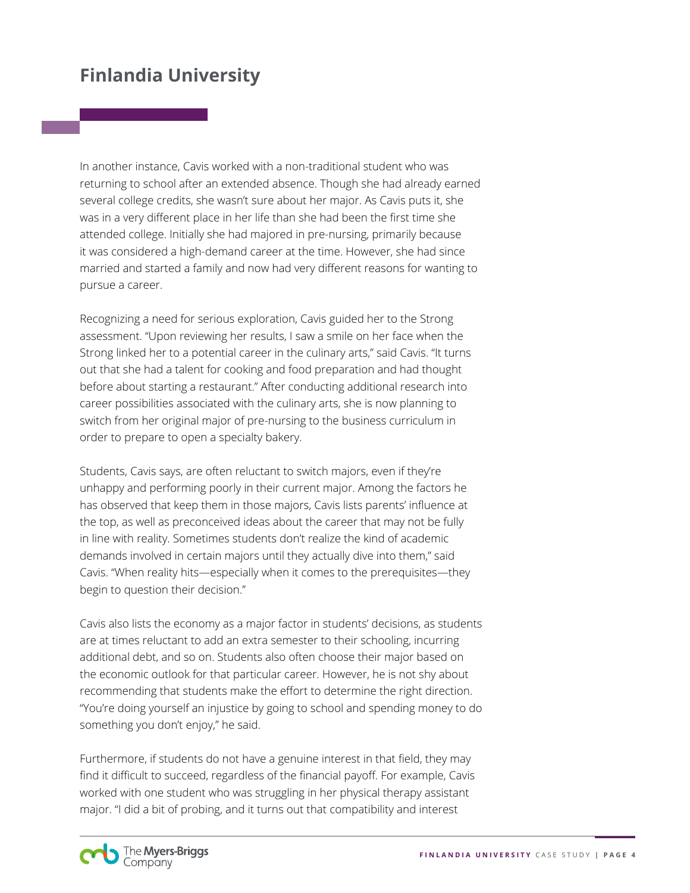In another instance, Cavis worked with a non-traditional student who was returning to school after an extended absence. Though she had already earned several college credits, she wasn't sure about her major. As Cavis puts it, she was in a very different place in her life than she had been the first time she attended college. Initially she had majored in pre-nursing, primarily because it was considered a high-demand career at the time. However, she had since married and started a family and now had very different reasons for wanting to pursue a career.

Recognizing a need for serious exploration, Cavis guided her to the Strong assessment. "Upon reviewing her results, I saw a smile on her face when the Strong linked her to a potential career in the culinary arts," said Cavis. "It turns out that she had a talent for cooking and food preparation and had thought before about starting a restaurant." After conducting additional research into career possibilities associated with the culinary arts, she is now planning to switch from her original major of pre-nursing to the business curriculum in order to prepare to open a specialty bakery.

Students, Cavis says, are often reluctant to switch majors, even if they're unhappy and performing poorly in their current major. Among the factors he has observed that keep them in those majors, Cavis lists parents' influence at the top, as well as preconceived ideas about the career that may not be fully in line with reality. Sometimes students don't realize the kind of academic demands involved in certain majors until they actually dive into them," said Cavis. "When reality hits—especially when it comes to the prerequisites—they begin to question their decision."

Cavis also lists the economy as a major factor in students' decisions, as students are at times reluctant to add an extra semester to their schooling, incurring additional debt, and so on. Students also often choose their major based on the economic outlook for that particular career. However, he is not shy about recommending that students make the effort to determine the right direction. "You're doing yourself an injustice by going to school and spending money to do something you don't enjoy," he said.

Furthermore, if students do not have a genuine interest in that field, they may find it difficult to succeed, regardless of the financial payoff. For example, Cavis worked with one student who was struggling in her physical therapy assistant major. "I did a bit of probing, and it turns out that compatibility and interest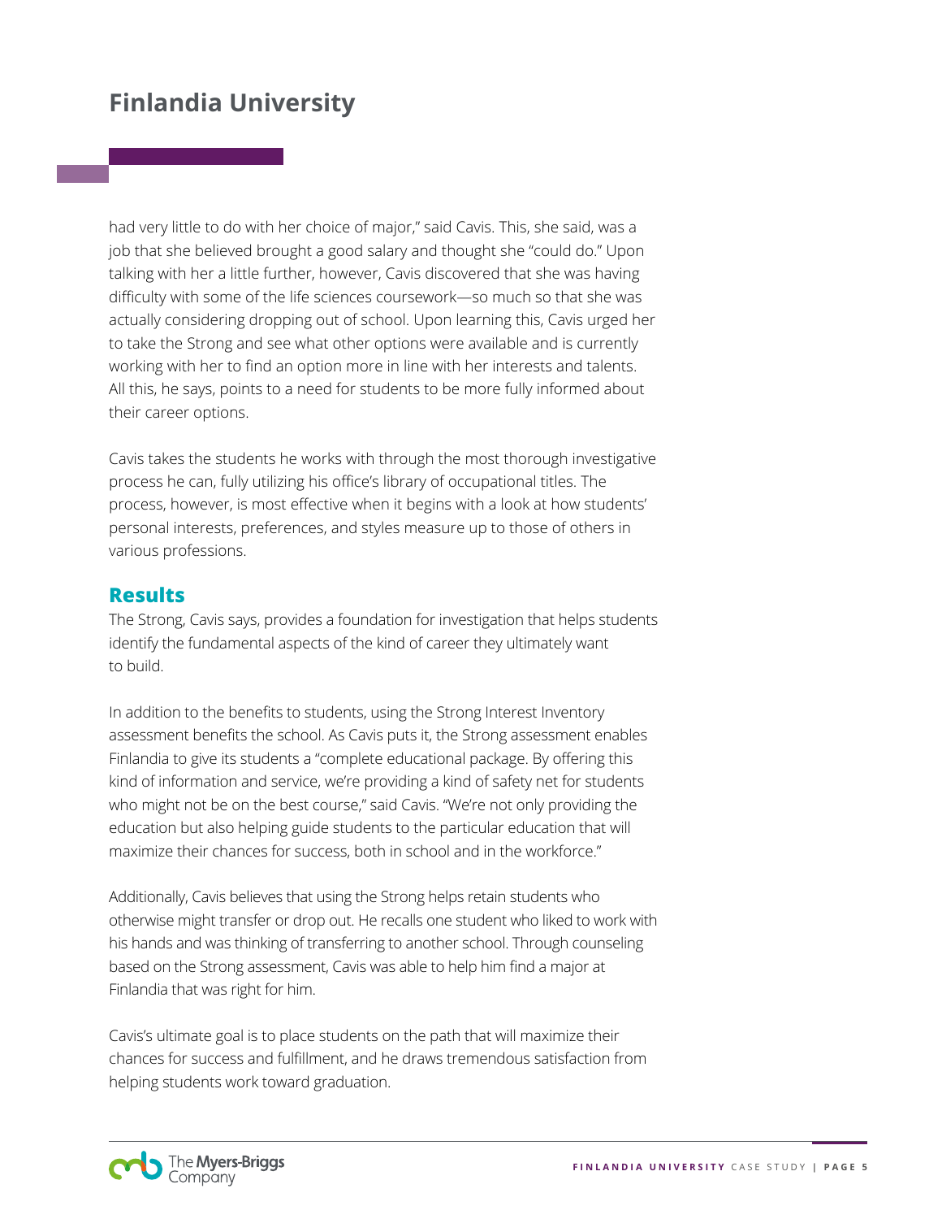had very little to do with her choice of major," said Cavis. This, she said, was a job that she believed brought a good salary and thought she "could do." Upon talking with her a little further, however, Cavis discovered that she was having difficulty with some of the life sciences coursework—so much so that she was actually considering dropping out of school. Upon learning this, Cavis urged her to take the Strong and see what other options were available and is currently working with her to find an option more in line with her interests and talents. All this, he says, points to a need for students to be more fully informed about their career options.

Cavis takes the students he works with through the most thorough investigative process he can, fully utilizing his office's library of occupational titles. The process, however, is most effective when it begins with a look at how students' personal interests, preferences, and styles measure up to those of others in various professions.

## Results

The Strong, Cavis says, provides a foundation for investigation that helps students identify the fundamental aspects of the kind of career they ultimately want to build.

In addition to the benefits to students, using the Strong Interest Inventory assessment benefits the school. As Cavis puts it, the Strong assessment enables Finlandia to give its students a "complete educational package. By offering this kind of information and service, we're providing a kind of safety net for students who might not be on the best course," said Cavis. "We're not only providing the education but also helping guide students to the particular education that will maximize their chances for success, both in school and in the workforce."

Additionally, Cavis believes that using the Strong helps retain students who otherwise might transfer or drop out. He recalls one student who liked to work with his hands and was thinking of transferring to another school. Through counseling based on the Strong assessment, Cavis was able to help him find a major at Finlandia that was right for him.

Cavis's ultimate goal is to place students on the path that will maximize their chances for success and fulfillment, and he draws tremendous satisfaction from helping students work toward graduation.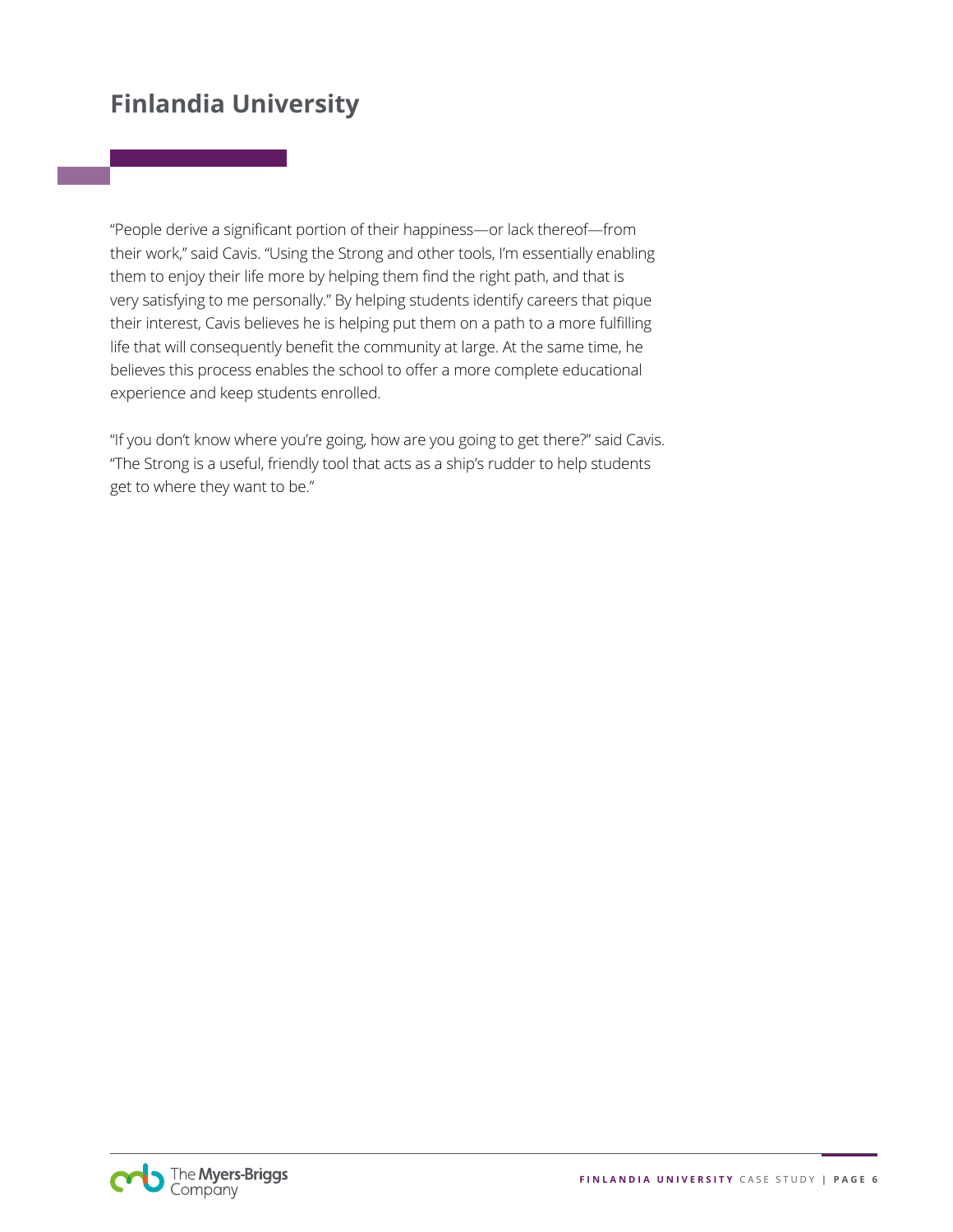## Finlandia University

"People derive a significant portion of their happiness—or lack thereof—from their work," said Cavis. "Using the Strong and other tools, I'm essentially enabling them to enjoy their life more by helping them find the right path, and that is very satisfying to me personally." By helping students identify careers that pique their interest, Cavis believes he is helping put them on a path to a more fulfilling life that will consequently benefit the community at large. At the same time, he believes this process enables the school to offer a more complete educational experience and keep students enrolled.

"If you don't know where you're going, how are you going to get there?" said Cavis. "The Strong is a useful, friendly tool that acts as a ship's rudder to help students get to where they want to be."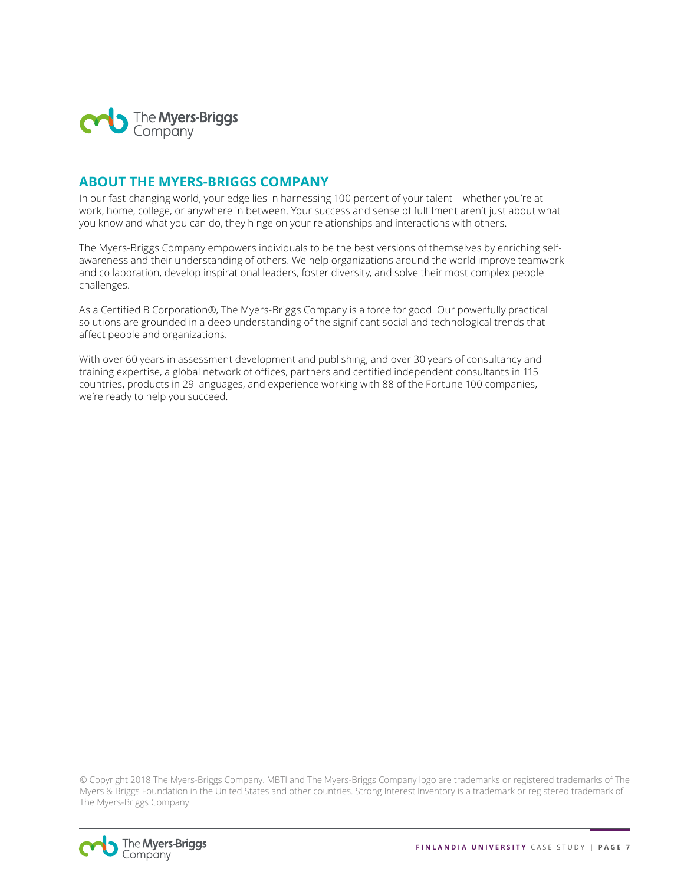## ABOUT THE MYERS-BRIGGS COMPANY

In our fast-changing world, your edge lies in harnessing 100 percent of your talent – whether you're at work, home, college, or anywhere in between. Your success and sense of fulfilment aren't just about what you know and what you can do, they hinge on your relationships and interactions with others.

The Myers-Briggs Company empowers individuals to be the best versions of themselves by enriching self-awareness and their understanding of others. We help organizations around the world improve teamwork and collaboration, develop inspirational leaders, foster diversity, and solve their most complex people challenges.

As a Certified B Corporation®, The Myers-Briggs Company is a force for good. Our powerfully practical solutions are grounded in a deep understanding of the significant social and technological trends that affect people and organizations.

With over 60 years in assessment development and publishing, and over 30 years of consultancy and training expertise, a global network of offices, partners and certified independent consultants in 115 countries, products in 29 languages, and experience working with 88 of the Fortune 100 companies, we're ready to help you succeed.

© Copyright 2018 The Myers-Briggs Company. MBTI and The Myers-Briggs Company logo are trademarks or registered trademarks of The Myers & Briggs Foundation in the United States and other countries. Strong Interest Inventory is a trademark or registered trademark of The Myers-Briggs Company.